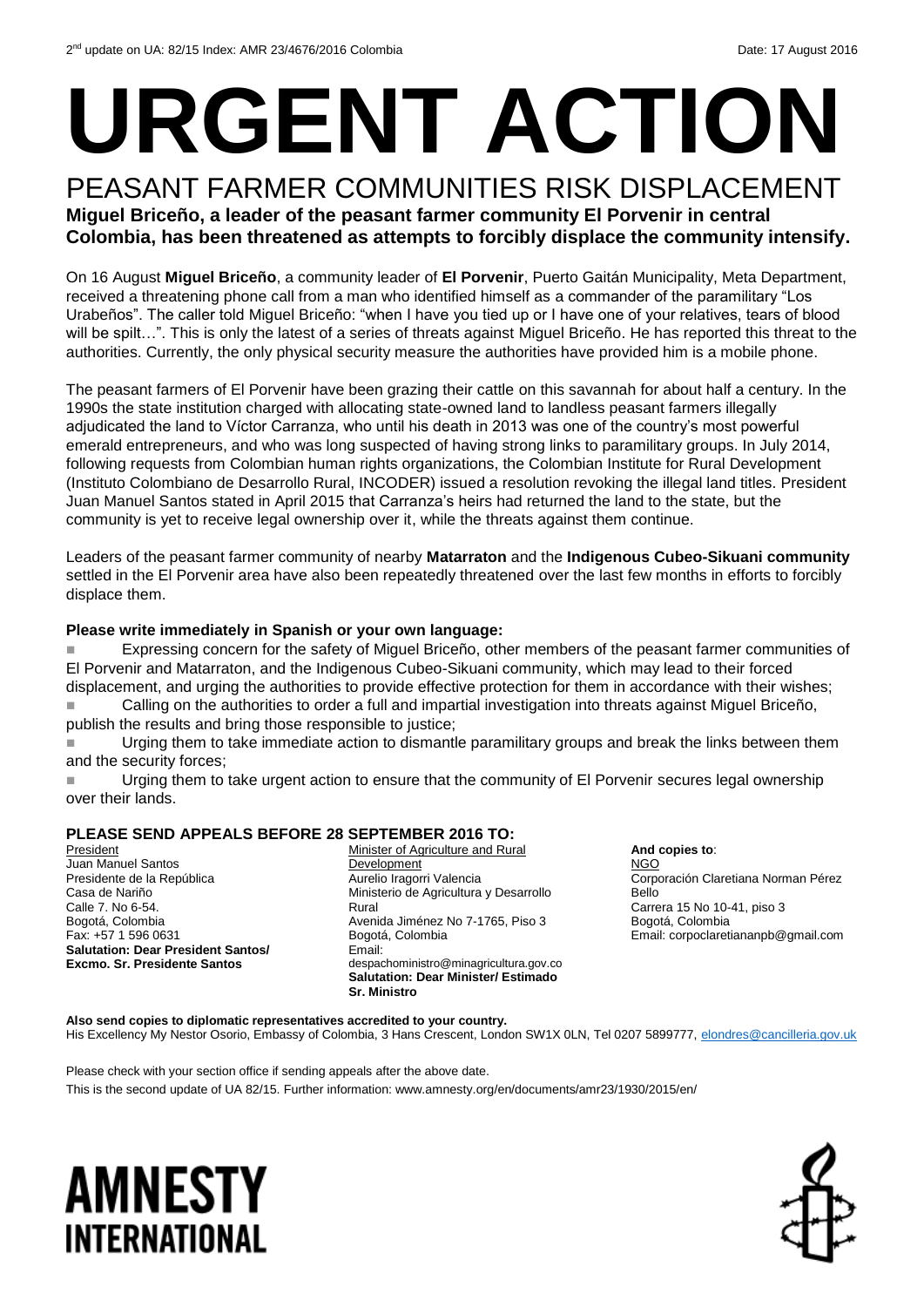2[nd] update on UA: 82/15 Index: AMR 23/4676/2016 Colombia Date: 17 August 2016

# URGENT ACTION

## PEASANT FARMER COMMUNITIES RISK DISPLACEMENT

**Miguel Briceño, a leader of the peasant farmer community El Porvenir in central Colombia, has been threatened as attempts to forcibly displace the community intensify.**

On 16 August **Miguel Briceño**, a community leader of **El Porvenir**, Puerto Gaitán Municipality, Meta Department, received a threatening phone call from a man who identified himself as a commander of the paramilitary "Los Urabeños". The caller told Miguel Briceño: "when I have you tied up or I have one of your relatives, tears of blood will be spilt…". This is only the latest of a series of threats against Miguel Briceño. He has reported this threat to the authorities. Currently, the only physical security measure the authorities have provided him is a mobile phone.

The peasant farmers of El Porvenir have been grazing their cattle on this savannah for about half a century. In the 1990s the state institution charged with allocating state-owned land to landless peasant farmers illegally adjudicated the land to Víctor Carranza, who until his death in 2013 was one of the country's most powerful emerald entrepreneurs, and who was long suspected of having strong links to paramilitary groups. In July 2014, following requests from Colombian human rights organizations, the Colombian Institute for Rural Development (Instituto Colombiano de Desarrollo Rural, INCODER) issued a resolution revoking the illegal land titles. President Juan Manuel Santos stated in April 2015 that Carranza's heirs had returned the land to the state, but the community is yet to receive legal ownership over it, while the threats against them continue.

Leaders of the peasant farmer community of nearby **Matarraton** and the **Indigenous Cubeo-Sikuani community** settled in the El Porvenir area have also been repeatedly threatened over the last few months in efforts to forcibly displace them.

**Please write immediately in Spanish or your own language:**

- Expressing concern for the safety of Miguel Briceño, other members of the peasant farmer communities of El Porvenir and Matarraton, and the Indigenous Cubeo-Sikuani community, which may lead to their forced displacement, and urging the authorities to provide effective protection for them in accordance with their wishes;
- Calling on the authorities to order a full and impartial investigation into threats against Miguel Briceño, publish the results and bring those responsible to justice;
- Urging them to take immediate action to dismantle paramilitary groups and break the links between them and the security forces;
- Urging them to take urgent action to ensure that the community of El Porvenir secures legal ownership over their lands.

**PLEASE SEND APPEALS BEFORE 28 SEPTEMBER 2016 TO:**

President
Juan Manuel Santos
Presidente de la República
Casa de Nariño
Calle 7. No 6-54.
Bogotá, Colombia
Fax: +57 1 596 0631
**Salutation: Dear President Santos/ Excmo. Sr. Presidente Santos**

Minister of Agriculture and Rural Development
Aurelio Iragorri Valencia
Ministerio de Agricultura y Desarrollo Rural
Avenida Jiménez No 7-1765, Piso 3
Bogotá, Colombia
Email: despachoministro@minagricultura.gov.co
**Salutation: Dear Minister/ Estimado Sr. Ministro**

**And copies to**:
NGO
Corporación Claretiana Norman Pérez Bello
Carrera 15 No 10-41, piso 3
Bogotá, Colombia
Email: corpoclaretiananpb@gmail.com

**Also send copies to diplomatic representatives accredited to your country.**
His Excellency My Nestor Osorio, Embassy of Colombia, 3 Hans Crescent, London SW1X 0LN, Tel 0207 5899777, elondres@cancilleria.gov.uk

Please check with your section office if sending appeals after the above date.
This is the second update of UA 82/15. Further information: www.amnesty.org/en/documents/amr23/1930/2015/en/

AMNESTY INTERNATIONAL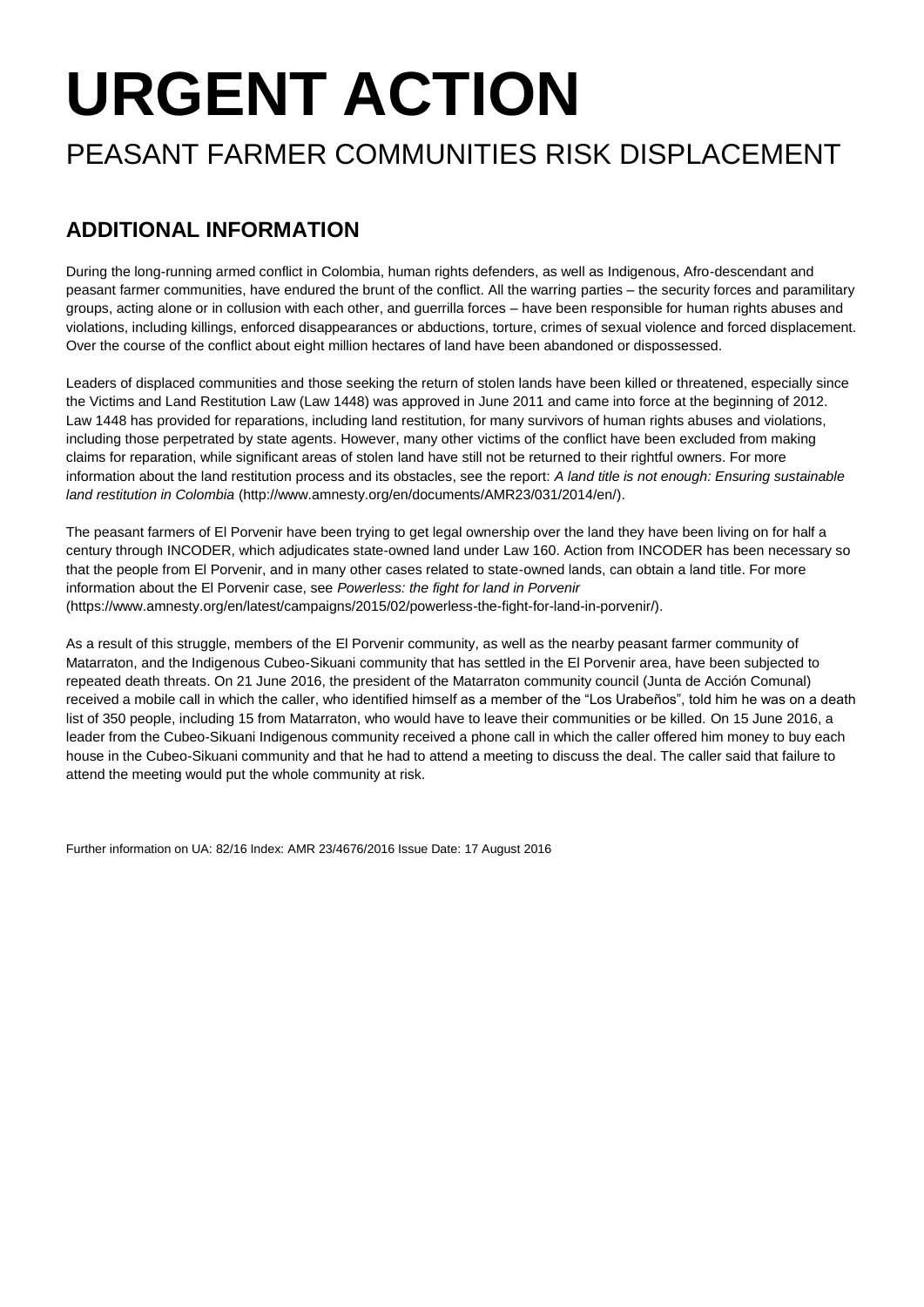# URGENT ACTION

## PEASANT FARMER COMMUNITIES RISK DISPLACEMENT

### ADDITIONAL INFORMATION

During the long-running armed conflict in Colombia, human rights defenders, as well as Indigenous, Afro-descendant and peasant farmer communities, have endured the brunt of the conflict. All the warring parties – the security forces and paramilitary groups, acting alone or in collusion with each other, and guerrilla forces – have been responsible for human rights abuses and violations, including killings, enforced disappearances or abductions, torture, crimes of sexual violence and forced displacement. Over the course of the conflict about eight million hectares of land have been abandoned or dispossessed.

Leaders of displaced communities and those seeking the return of stolen lands have been killed or threatened, especially since the Victims and Land Restitution Law (Law 1448) was approved in June 2011 and came into force at the beginning of 2012. Law 1448 has provided for reparations, including land restitution, for many survivors of human rights abuses and violations, including those perpetrated by state agents. However, many other victims of the conflict have been excluded from making claims for reparation, while significant areas of stolen land have still not be returned to their rightful owners. For more information about the land restitution process and its obstacles, see the report: *A land title is not enough: Ensuring sustainable land restitution in Colombia* (http://www.amnesty.org/en/documents/AMR23/031/2014/en/).

The peasant farmers of El Porvenir have been trying to get legal ownership over the land they have been living on for half a century through INCODER, which adjudicates state-owned land under Law 160. Action from INCODER has been necessary so that the people from El Porvenir, and in many other cases related to state-owned lands, can obtain a land title. For more information about the El Porvenir case, see *Powerless: the fight for land in Porvenir* (https://www.amnesty.org/en/latest/campaigns/2015/02/powerless-the-fight-for-land-in-porvenir/).

As a result of this struggle, members of the El Porvenir community, as well as the nearby peasant farmer community of Matarraton, and the Indigenous Cubeo-Sikuani community that has settled in the El Porvenir area, have been subjected to repeated death threats. On 21 June 2016, the president of the Matarraton community council (Junta de Acción Comunal) received a mobile call in which the caller, who identified himself as a member of the "Los Urabeños", told him he was on a death list of 350 people, including 15 from Matarraton, who would have to leave their communities or be killed. On 15 June 2016, a leader from the Cubeo-Sikuani Indigenous community received a phone call in which the caller offered him money to buy each house in the Cubeo-Sikuani community and that he had to attend a meeting to discuss the deal. The caller said that failure to attend the meeting would put the whole community at risk.

Further information on UA: 82/16 Index: AMR 23/4676/2016 Issue Date: 17 August 2016